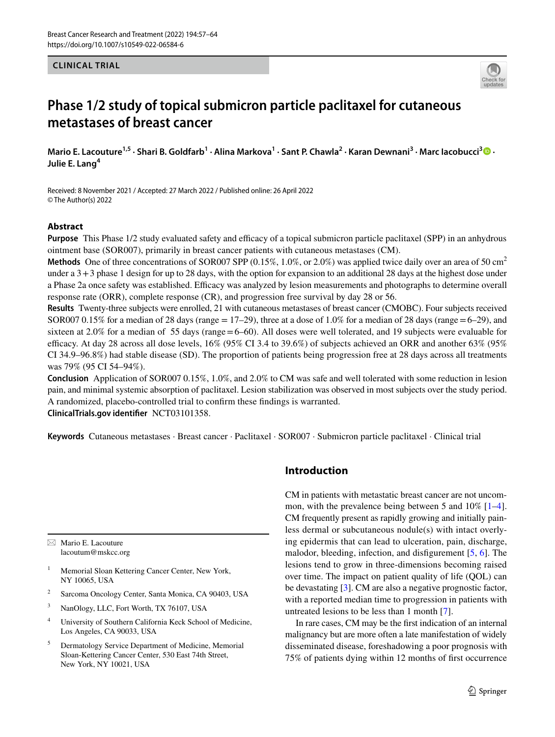CLINICAL TRIAL

# Phase 1/2 study of topical submicron particle paclitaxel for cutaneous metastases of breast cancer

**Mario E. Lacouture[1,5] · Shari B. Goldfarb[1] · Alina Markova[1] · Sant P. Chawla[2] · Karan Dewnani[3] · Marc Iacobucci[3] · Julie E. Lang[4]**

Received: 8 November 2021 / Accepted: 27 March 2022 / Published online: 26 April 2022
© The Author(s) 2022

## Abstract

**Purpose** This Phase 1/2 study evaluated safety and efficacy of a topical submicron particle paclitaxel (SPP) in an anhydrous ointment base (SOR007), primarily in breast cancer patients with cutaneous metastases (CM).

**Methods** One of three concentrations of SOR007 SPP (0.15%, 1.0%, or 2.0%) was applied twice daily over an area of 50 $cm^2$ under a 3 + 3 phase 1 design for up to 28 days, with the option for expansion to an additional 28 days at the highest dose under a Phase 2a once safety was established. Efficacy was analyzed by lesion measurements and photographs to determine overall response rate (ORR), complete response (CR), and progression free survival by day 28 or 56.

**Results** Twenty-three subjects were enrolled, 21 with cutaneous metastases of breast cancer (CMOBC). Four subjects received SOR007 0.15% for a median of 28 days (range = 17–29), three at a dose of 1.0% for a median of 28 days (range = 6–29), and sixteen at 2.0% for a median of 55 days (range = 6–60). All doses were well tolerated, and 19 subjects were evaluable for efficacy. At day 28 across all dose levels, 16% (95% CI 3.4 to 39.6%) of subjects achieved an ORR and another 63% (95% CI 34.9–96.8%) had stable disease (SD). The proportion of patients being progression free at 28 days across all treatments was 79% (95 CI 54–94%).

**Conclusion** Application of SOR007 0.15%, 1.0%, and 2.0% to CM was safe and well tolerated with some reduction in lesion pain, and minimal systemic absorption of paclitaxel. Lesion stabilization was observed in most subjects over the study period. A randomized, placebo-controlled trial to confirm these findings is warranted.

**ClinicalTrials.gov identifier** NCT03101358.

**Keywords** Cutaneous metastases · Breast cancer · Paclitaxel · SOR007 · Submicron particle paclitaxel · Clinical trial

## Introduction

CM in patients with metastatic breast cancer are not uncommon, with the prevalence being between 5 and 10% [1–4]. CM frequently present as rapidly growing and initially painless dermal or subcutaneous nodule(s) with intact overlying epidermis that can lead to ulceration, pain, discharge, malodor, bleeding, infection, and disfigurement [5, 6]. The lesions tend to grow in three-dimensions becoming raised over time. The impact on patient quality of life (QOL) can be devastating [3]. CM are also a negative prognostic factor, with a reported median time to progression in patients with untreated lesions to be less than 1 month [7].

In rare cases, CM may be the first indication of an internal malignancy but are more often a late manifestation of widely disseminated disease, foreshadowing a poor prognosis with 75% of patients dying within 12 months of first occurrence

---

✉ Mario E. Lacouture
lacoutum@mskcc.org

[1] Memorial Sloan Kettering Cancer Center, New York, NY 10065, USA

[2] Sarcoma Oncology Center, Santa Monica, CA 90403, USA

[3] NanOlogy, LLC, Fort Worth, TX 76107, USA

[4] University of Southern California Keck School of Medicine, Los Angeles, CA 90033, USA

[5] Dermatology Service Department of Medicine, Memorial Sloan-Kettering Cancer Center, 530 East 74th Street, New York, NY 10021, USA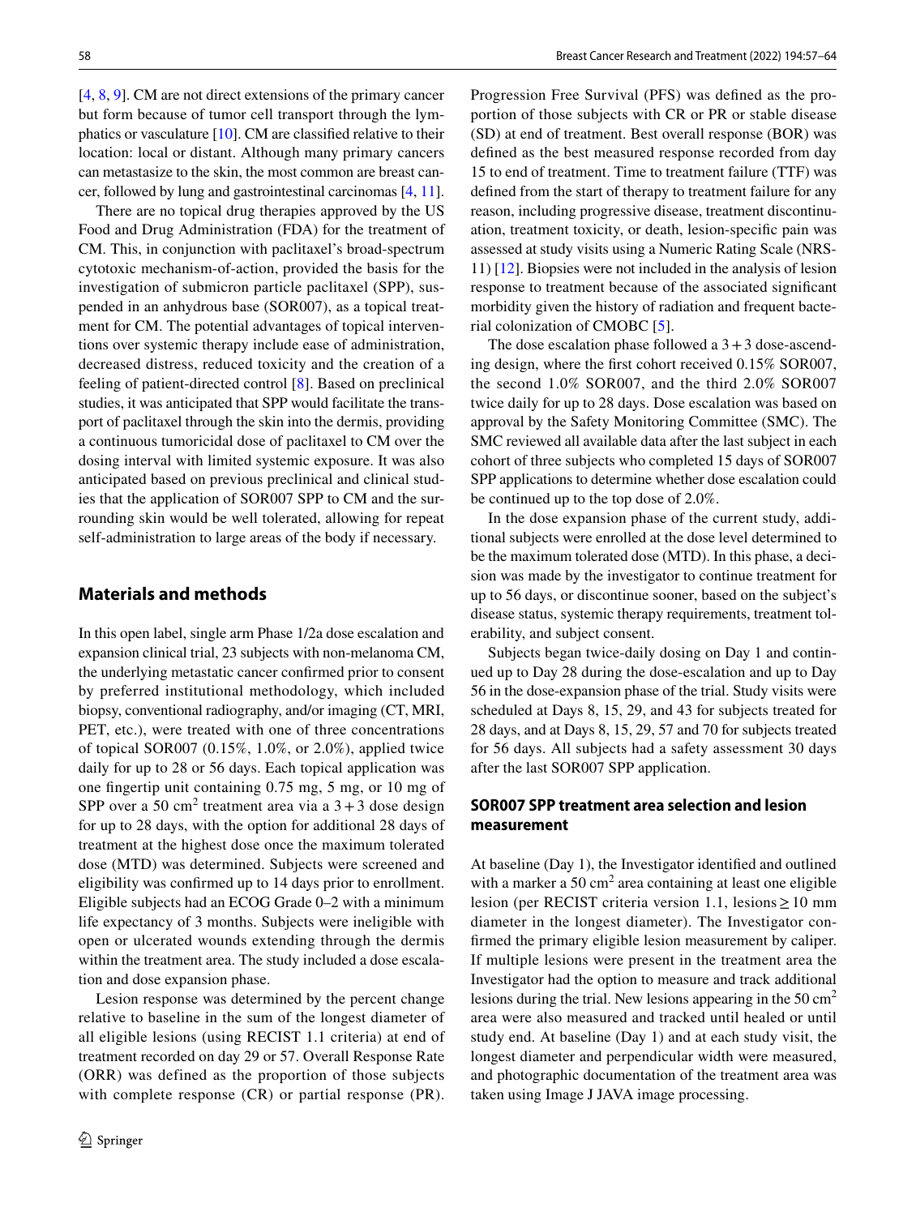[4, 8, 9]. CM are not direct extensions of the primary cancer but form because of tumor cell transport through the lymphatics or vasculature [10]. CM are classified relative to their location: local or distant. Although many primary cancers can metastasize to the skin, the most common are breast cancer, followed by lung and gastrointestinal carcinomas [4, 11].

There are no topical drug therapies approved by the US Food and Drug Administration (FDA) for the treatment of CM. This, in conjunction with paclitaxel's broad-spectrum cytotoxic mechanism-of-action, provided the basis for the investigation of submicron particle paclitaxel (SPP), suspended in an anhydrous base (SOR007), as a topical treatment for CM. The potential advantages of topical interventions over systemic therapy include ease of administration, decreased distress, reduced toxicity and the creation of a feeling of patient-directed control [8]. Based on preclinical studies, it was anticipated that SPP would facilitate the transport of paclitaxel through the skin into the dermis, providing a continuous tumoricidal dose of paclitaxel to CM over the dosing interval with limited systemic exposure. It was also anticipated based on previous preclinical and clinical studies that the application of SOR007 SPP to CM and the surrounding skin would be well tolerated, allowing for repeat self-administration to large areas of the body if necessary.

## Materials and methods

In this open label, single arm Phase 1/2a dose escalation and expansion clinical trial, 23 subjects with non-melanoma CM, the underlying metastatic cancer confirmed prior to consent by preferred institutional methodology, which included biopsy, conventional radiography, and/or imaging (CT, MRI, PET, etc.), were treated with one of three concentrations of topical SOR007 (0.15%, 1.0%, or 2.0%), applied twice daily for up to 28 or 56 days. Each topical application was one fingertip unit containing 0.75 mg, 5 mg, or 10 mg of SPP over a 50 cm$^2$ treatment area via a 3 + 3 dose design for up to 28 days, with the option for additional 28 days of treatment at the highest dose once the maximum tolerated dose (MTD) was determined. Subjects were screened and eligibility was confirmed up to 14 days prior to enrollment. Eligible subjects had an ECOG Grade 0–2 with a minimum life expectancy of 3 months. Subjects were ineligible with open or ulcerated wounds extending through the dermis within the treatment area. The study included a dose escalation and dose expansion phase.

Lesion response was determined by the percent change relative to baseline in the sum of the longest diameter of all eligible lesions (using RECIST 1.1 criteria) at end of treatment recorded on day 29 or 57. Overall Response Rate (ORR) was defined as the proportion of those subjects with complete response (CR) or partial response (PR). Progression Free Survival (PFS) was defined as the proportion of those subjects with CR or PR or stable disease (SD) at end of treatment. Best overall response (BOR) was defined as the best measured response recorded from day 15 to end of treatment. Time to treatment failure (TTF) was defined from the start of therapy to treatment failure for any reason, including progressive disease, treatment discontinuation, treatment toxicity, or death, lesion-specific pain was assessed at study visits using a Numeric Rating Scale (NRS-11) [12]. Biopsies were not included in the analysis of lesion response to treatment because of the associated significant morbidity given the history of radiation and frequent bacterial colonization of CMOBC [5].

The dose escalation phase followed a 3 + 3 dose-ascending design, where the first cohort received 0.15% SOR007, the second 1.0% SOR007, and the third 2.0% SOR007 twice daily for up to 28 days. Dose escalation was based on approval by the Safety Monitoring Committee (SMC). The SMC reviewed all available data after the last subject in each cohort of three subjects who completed 15 days of SOR007 SPP applications to determine whether dose escalation could be continued up to the top dose of 2.0%.

In the dose expansion phase of the current study, additional subjects were enrolled at the dose level determined to be the maximum tolerated dose (MTD). In this phase, a decision was made by the investigator to continue treatment for up to 56 days, or discontinue sooner, based on the subject's disease status, systemic therapy requirements, treatment tolerability, and subject consent.

Subjects began twice-daily dosing on Day 1 and continued up to Day 28 during the dose-escalation and up to Day 56 in the dose-expansion phase of the trial. Study visits were scheduled at Days 8, 15, 29, and 43 for subjects treated for 28 days, and at Days 8, 15, 29, 57 and 70 for subjects treated for 56 days. All subjects had a safety assessment 30 days after the last SOR007 SPP application.

### SOR007 SPP treatment area selection and lesion measurement

At baseline (Day 1), the Investigator identified and outlined with a marker a 50 cm$^2$ area containing at least one eligible lesion (per RECIST criteria version 1.1, lesions ≥ 10 mm diameter in the longest diameter). The Investigator confirmed the primary eligible lesion measurement by caliper. If multiple lesions were present in the treatment area the Investigator had the option to measure and track additional lesions during the trial. New lesions appearing in the 50 cm$^2$ area were also measured and tracked until healed or until study end. At baseline (Day 1) and at each study visit, the longest diameter and perpendicular width were measured, and photographic documentation of the treatment area was taken using Image J JAVA image processing.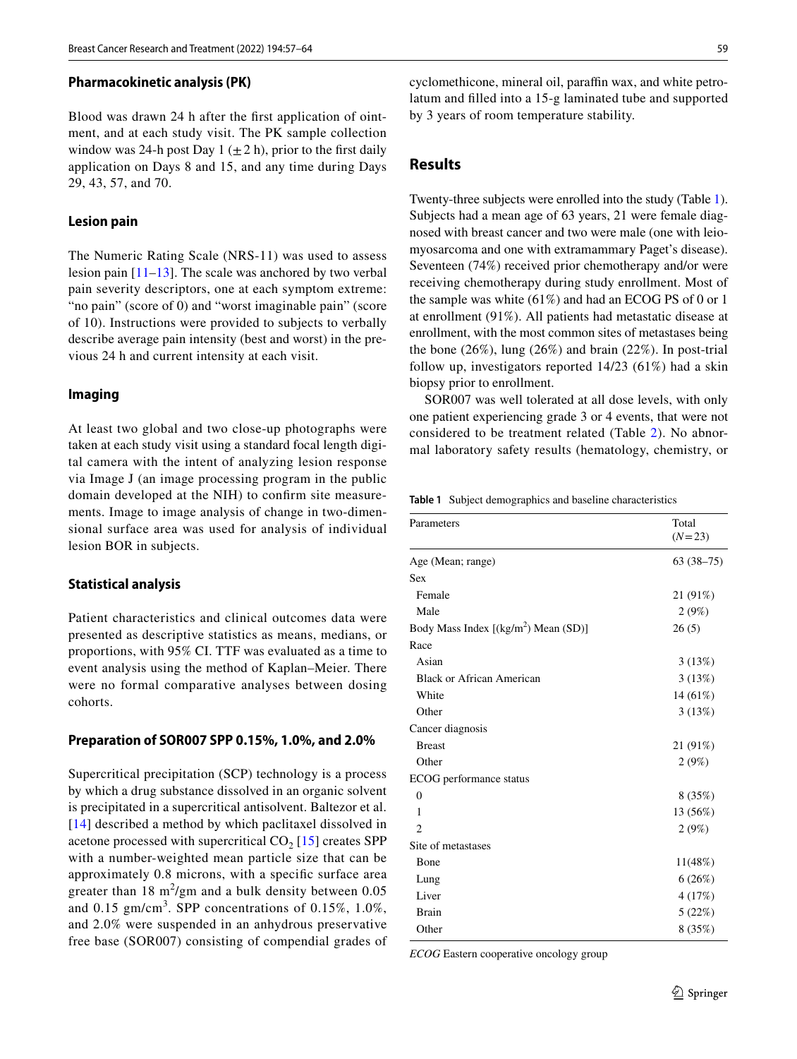### Pharmacokinetic analysis (PK)

Blood was drawn 24 h after the first application of ointment, and at each study visit. The PK sample collection window was 24-h post Day 1 ($\pm$ 2 h), prior to the first daily application on Days 8 and 15, and any time during Days 29, 43, 57, and 70.

### Lesion pain

The Numeric Rating Scale (NRS-11) was used to assess lesion pain [11–13]. The scale was anchored by two verbal pain severity descriptors, one at each symptom extreme: "no pain" (score of 0) and "worst imaginable pain" (score of 10). Instructions were provided to subjects to verbally describe average pain intensity (best and worst) in the previous 24 h and current intensity at each visit.

### Imaging

At least two global and two close-up photographs were taken at each study visit using a standard focal length digital camera with the intent of analyzing lesion response via Image J (an image processing program in the public domain developed at the NIH) to confirm site measurements. Image to image analysis of change in two-dimensional surface area was used for analysis of individual lesion BOR in subjects.

### Statistical analysis

Patient characteristics and clinical outcomes data were presented as descriptive statistics as means, medians, or proportions, with 95% CI. TTF was evaluated as a time to event analysis using the method of Kaplan–Meier. There were no formal comparative analyses between dosing cohorts.

### Preparation of SOR007 SPP 0.15%, 1.0%, and 2.0%

Supercritical precipitation (SCP) technology is a process by which a drug substance dissolved in an organic solvent is precipitated in a supercritical antisolvent. Baltezor et al. [14] described a method by which paclitaxel dissolved in acetone processed with supercritical $CO_2$ [15] creates SPP with a number-weighted mean particle size that can be approximately 0.8 microns, with a specific surface area greater than 18 $m^2$/gm and a bulk density between 0.05 and 0.15 gm/$cm^3$. SPP concentrations of 0.15%, 1.0%, and 2.0% were suspended in an anhydrous preservative free base (SOR007) consisting of compendial grades of cyclomethicone, mineral oil, paraffin wax, and white petrolatum and filled into a 15-g laminated tube and supported by 3 years of room temperature stability.

## Results

Twenty-three subjects were enrolled into the study (Table 1). Subjects had a mean age of 63 years, 21 were female diagnosed with breast cancer and two were male (one with leiomyosarcoma and one with extramammary Paget's disease). Seventeen (74%) received prior chemotherapy and/or were receiving chemotherapy during study enrollment. Most of the sample was white (61%) and had an ECOG PS of 0 or 1 at enrollment (91%). All patients had metastatic disease at enrollment, with the most common sites of metastases being the bone (26%), lung (26%) and brain (22%). In post-trial follow up, investigators reported 14/23 (61%) had a skin biopsy prior to enrollment.

SOR007 was well tolerated at all dose levels, with only one patient experiencing grade 3 or 4 events, that were not considered to be treatment related (Table 2). No abnormal laboratory safety results (hematology, chemistry, or

**Table 1** Subject demographics and baseline characteristics

| Parameters | Total (*N* = 23) |
|---|---|
| Age (Mean; range) | 63 (38–75) |
| Sex | |
| Female | 21 (91%) |
| Male | 2 (9%) |
| Body Mass Index [(kg/$m^2$) Mean (SD)] | 26 (5) |
| Race | |
| Asian | 3 (13%) |
| Black or African American | 3 (13%) |
| White | 14 (61%) |
| Other | 3 (13%) |
| Cancer diagnosis | |
| Breast | 21 (91%) |
| Other | 2 (9%) |
| ECOG performance status | |
| 0 | 8 (35%) |
| 1 | 13 (56%) |
| 2 | 2 (9%) |
| Site of metastases | |
| Bone | 11(48%) |
| Lung | 6 (26%) |
| Liver | 4 (17%) |
| Brain | 5 (22%) |
| Other | 8 (35%) |

*ECOG* Eastern cooperative oncology group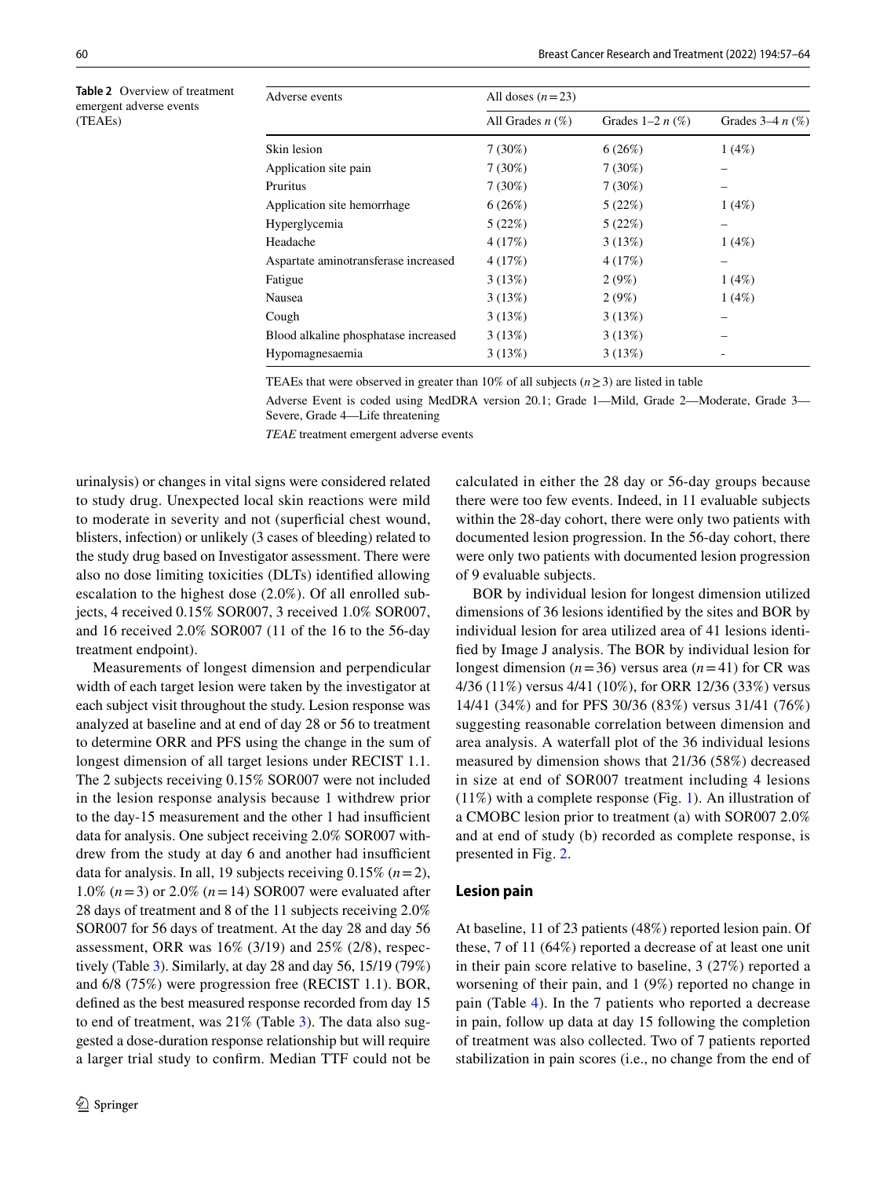**Table 2** Overview of treatment emergent adverse events (TEAEs)

| Adverse events | All doses ($n=23$) | | |
|---|---|---|---|
| | All Grades $n$ (%) | Grades 1–2 $n$ (%) | Grades 3–4 $n$ (%) |
| Skin lesion | 7 (30%) | 6 (26%) | 1 (4%) |
| Application site pain | 7 (30%) | 7 (30%) | – |
| Pruritus | 7 (30%) | 7 (30%) | – |
| Application site hemorrhage | 6 (26%) | 5 (22%) | 1 (4%) |
| Hyperglycemia | 5 (22%) | 5 (22%) | – |
| Headache | 4 (17%) | 3 (13%) | 1 (4%) |
| Aspartate aminotransferase increased | 4 (17%) | 4 (17%) | – |
| Fatigue | 3 (13%) | 2 (9%) | 1 (4%) |
| Nausea | 3 (13%) | 2 (9%) | 1 (4%) |
| Cough | 3 (13%) | 3 (13%) | – |
| Blood alkaline phosphatase increased | 3 (13%) | 3 (13%) | – |
| Hypomagnesaemia | 3 (13%) | 3 (13%) | - |

TEAEs that were observed in greater than 10% of all subjects ($n \geq 3$) are listed in table

Adverse Event is coded using MedDRA version 20.1; Grade 1—Mild, Grade 2—Moderate, Grade 3—Severe, Grade 4—Life threatening

*TEAE* treatment emergent adverse events

urinalysis) or changes in vital signs were considered related to study drug. Unexpected local skin reactions were mild to moderate in severity and not (superficial chest wound, blisters, infection) or unlikely (3 cases of bleeding) related to the study drug based on Investigator assessment. There were also no dose limiting toxicities (DLTs) identified allowing escalation to the highest dose (2.0%). Of all enrolled subjects, 4 received 0.15% SOR007, 3 received 1.0% SOR007, and 16 received 2.0% SOR007 (11 of the 16 to the 56-day treatment endpoint).

Measurements of longest dimension and perpendicular width of each target lesion were taken by the investigator at each subject visit throughout the study. Lesion response was analyzed at baseline and at end of day 28 or 56 to treatment to determine ORR and PFS using the change in the sum of longest dimension of all target lesions under RECIST 1.1. The 2 subjects receiving 0.15% SOR007 were not included in the lesion response analysis because 1 withdrew prior to the day-15 measurement and the other 1 had insufficient data for analysis. One subject receiving 2.0% SOR007 withdrew from the study at day 6 and another had insufficient data for analysis. In all, 19 subjects receiving 0.15% ($n=2$), 1.0% ($n=3$) or 2.0% ($n=14$) SOR007 were evaluated after 28 days of treatment and 8 of the 11 subjects receiving 2.0% SOR007 for 56 days of treatment. At the day 28 and day 56 assessment, ORR was 16% (3/19) and 25% (2/8), respectively (Table 3). Similarly, at day 28 and day 56, 15/19 (79%) and 6/8 (75%) were progression free (RECIST 1.1). BOR, defined as the best measured response recorded from day 15 to end of treatment, was 21% (Table 3). The data also suggested a dose-duration response relationship but will require a larger trial study to confirm. Median TTF could not be calculated in either the 28 day or 56-day groups because there were too few events. Indeed, in 11 evaluable subjects within the 28-day cohort, there were only two patients with documented lesion progression. In the 56-day cohort, there were only two patients with documented lesion progression of 9 evaluable subjects.

BOR by individual lesion for longest dimension utilized dimensions of 36 lesions identified by the sites and BOR by individual lesion for area utilized area of 41 lesions identified by Image J analysis. The BOR by individual lesion for longest dimension ($n=36$) versus area ($n=41$) for CR was 4/36 (11%) versus 4/41 (10%), for ORR 12/36 (33%) versus 14/41 (34%) and for PFS 30/36 (83%) versus 31/41 (76%) suggesting reasonable correlation between dimension and area analysis. A waterfall plot of the 36 individual lesions measured by dimension shows that 21/36 (58%) decreased in size at end of SOR007 treatment including 4 lesions (11%) with a complete response (Fig. 1). An illustration of a CMOBC lesion prior to treatment (a) with SOR007 2.0% and at end of study (b) recorded as complete response, is presented in Fig. 2.

## Lesion pain

At baseline, 11 of 23 patients (48%) reported lesion pain. Of these, 7 of 11 (64%) reported a decrease of at least one unit in their pain score relative to baseline, 3 (27%) reported a worsening of their pain, and 1 (9%) reported no change in pain (Table 4). In the 7 patients who reported a decrease in pain, follow up data at day 15 following the completion of treatment was also collected. Two of 7 patients reported stabilization in pain scores (i.e., no change from the end of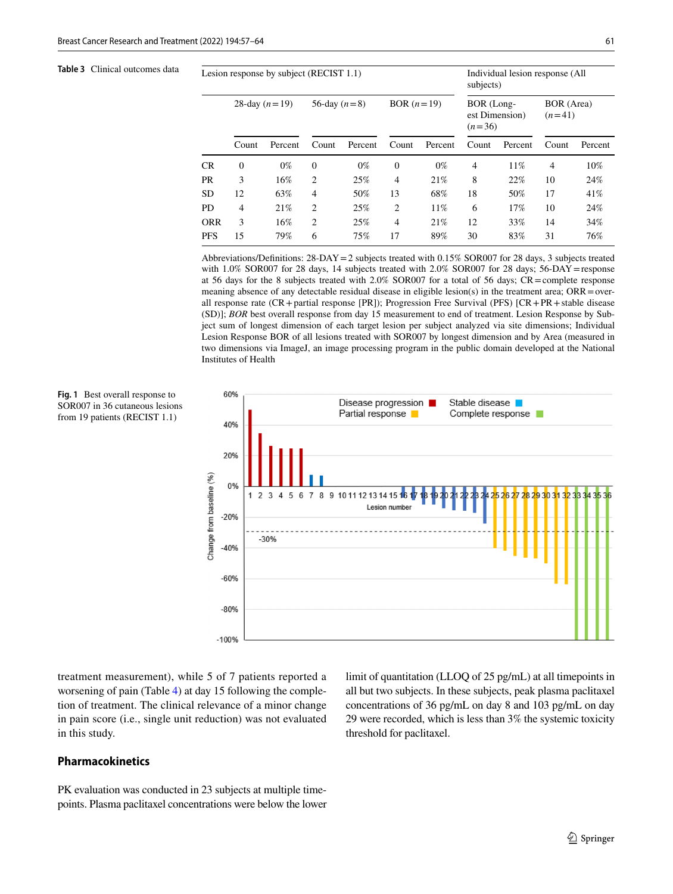**Table 3** Clinical outcomes data

| | Lesion response by subject (RECIST 1.1) | | | | | | Individual lesion response (All subjects) | | | |
|---|---|---|---|---|---|---|---|---|---|---|
| | 28-day (*n* = 19) | | 56-day (*n* = 8) | | BOR (*n* = 19) | | BOR (Longest Dimension) (*n* = 36) | | BOR (Area) (*n* = 41) | |
| | Count | Percent | Count | Percent | Count | Percent | Count | Percent | Count | Percent |
| CR | 0 | 0% | 0 | 0% | 0 | 0% | 4 | 11% | 4 | 10% |
| PR | 3 | 16% | 2 | 25% | 4 | 21% | 8 | 22% | 10 | 24% |
| SD | 12 | 63% | 4 | 50% | 13 | 68% | 18 | 50% | 17 | 41% |
| PD | 4 | 21% | 2 | 25% | 2 | 11% | 6 | 17% | 10 | 24% |
| ORR | 3 | 16% | 2 | 25% | 4 | 21% | 12 | 33% | 14 | 34% |
| PFS | 15 | 79% | 6 | 75% | 17 | 89% | 30 | 83% | 31 | 76% |

Abbreviations/Definitions: 28-DAY = 2 subjects treated with 0.15% SOR007 for 28 days, 3 subjects treated with 1.0% SOR007 for 28 days, 14 subjects treated with 2.0% SOR007 for 28 days; 56-DAY = response at 56 days for the 8 subjects treated with 2.0% SOR007 for a total of 56 days; CR = complete response meaning absence of any detectable residual disease in eligible lesion(s) in the treatment area; ORR = overall response rate (CR + partial response [PR]); Progression Free Survival (PFS) [CR + PR + stable disease (SD)]; *BOR* best overall response from day 15 measurement to end of treatment. Lesion Response by Subject sum of longest dimension of each target lesion per subject analyzed via site dimensions; Individual Lesion Response BOR of all lesions treated with SOR007 by longest dimension and by Area (measured in two dimensions via ImageJ, an image processing program in the public domain developed at the National Institutes of Health

**Fig. 1** Best overall response to SOR007 in 36 cutaneous lesions from 19 patients (RECIST 1.1)

treatment measurement), while 5 of 7 patients reported a worsening of pain (Table 4) at day 15 following the completion of treatment. The clinical relevance of a minor change in pain score (i.e., single unit reduction) was not evaluated in this study.

## Pharmacokinetics

PK evaluation was conducted in 23 subjects at multiple timepoints. Plasma paclitaxel concentrations were below the lower limit of quantitation (LLOQ of 25 pg/mL) at all timepoints in all but two subjects. In these subjects, peak plasma paclitaxel concentrations of 36 pg/mL on day 8 and 103 pg/mL on day 29 were recorded, which is less than 3% the systemic toxicity threshold for paclitaxel.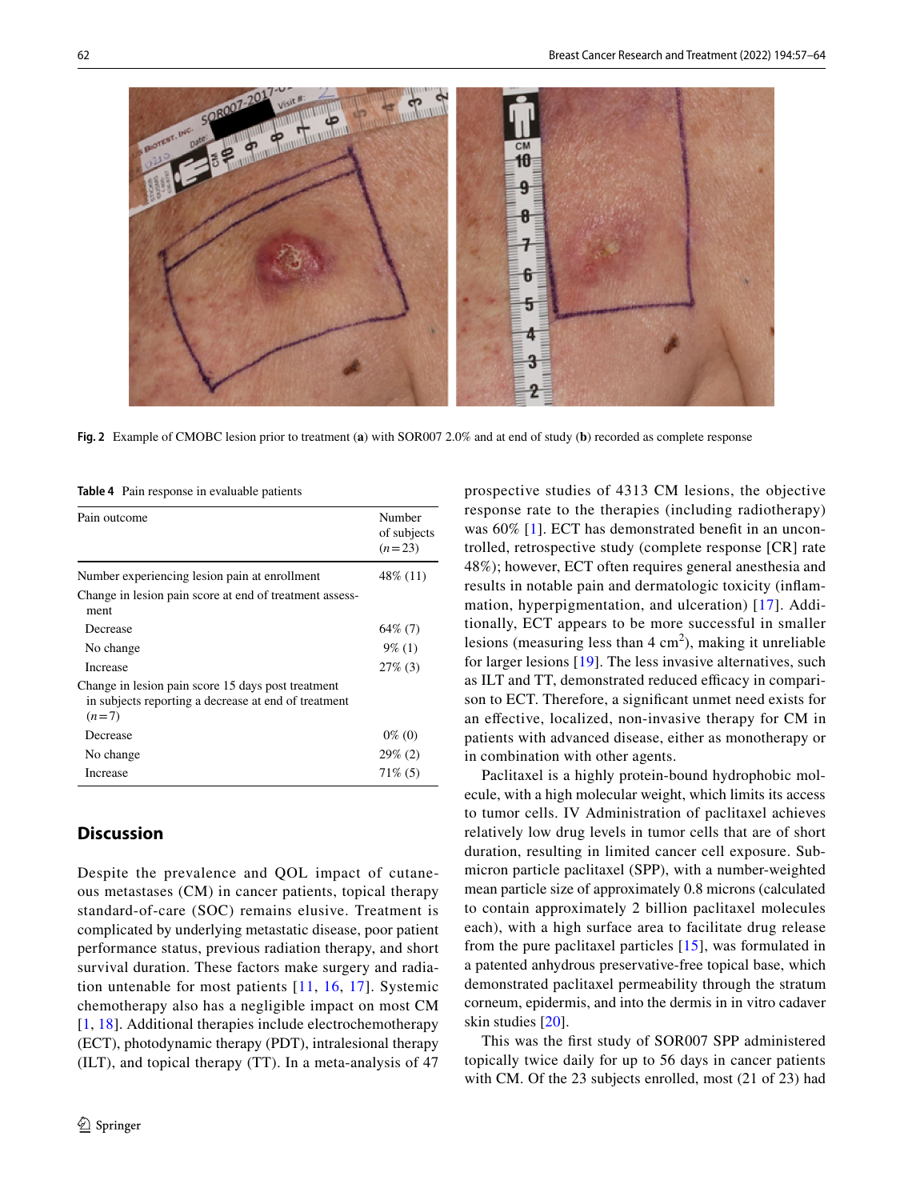Fig. 2 Example of CMOBC lesion prior to treatment (**a**) with SOR007 2.0% and at end of study (**b**) recorded as complete response

**Table 4** Pain response in evaluable patients

| Pain outcome | Number of subjects ($n = 23$) |
|---|---|
| Number experiencing lesion pain at enrollment | 48% (11) |
| Change in lesion pain score at end of treatment assessment | |
| Decrease | 64% (7) |
| No change | 9% (1) |
| Increase | 27% (3) |
| Change in lesion pain score 15 days post treatment in subjects reporting a decrease at end of treatment ($n = 7$) | |
| Decrease | 0% (0) |
| No change | 29% (2) |
| Increase | 71% (5) |

## Discussion

Despite the prevalence and QOL impact of cutaneous metastases (CM) in cancer patients, topical therapy standard-of-care (SOC) remains elusive. Treatment is complicated by underlying metastatic disease, poor patient performance status, previous radiation therapy, and short survival duration. These factors make surgery and radiation untenable for most patients [11, 16, 17]. Systemic chemotherapy also has a negligible impact on most CM [1, 18]. Additional therapies include electrochemotherapy (ECT), photodynamic therapy (PDT), intralesional therapy (ILT), and topical therapy (TT). In a meta-analysis of 47 prospective studies of 4313 CM lesions, the objective response rate to the therapies (including radiotherapy) was 60% [1]. ECT has demonstrated benefit in an uncontrolled, retrospective study (complete response [CR] rate 48%); however, ECT often requires general anesthesia and results in notable pain and dermatologic toxicity (inflammation, hyperpigmentation, and ulceration) [17]. Additionally, ECT appears to be more successful in smaller lesions (measuring less than 4 $cm^2$), making it unreliable for larger lesions [19]. The less invasive alternatives, such as ILT and TT, demonstrated reduced efficacy in comparison to ECT. Therefore, a significant unmet need exists for an effective, localized, non-invasive therapy for CM in patients with advanced disease, either as monotherapy or in combination with other agents.

Paclitaxel is a highly protein-bound hydrophobic molecule, with a high molecular weight, which limits its access to tumor cells. IV Administration of paclitaxel achieves relatively low drug levels in tumor cells that are of short duration, resulting in limited cancer cell exposure. Submicron particle paclitaxel (SPP), with a number-weighted mean particle size of approximately 0.8 microns (calculated to contain approximately 2 billion paclitaxel molecules each), with a high surface area to facilitate drug release from the pure paclitaxel particles [15], was formulated in a patented anhydrous preservative-free topical base, which demonstrated paclitaxel permeability through the stratum corneum, epidermis, and into the dermis in in vitro cadaver skin studies [20].

This was the first study of SOR007 SPP administered topically twice daily for up to 56 days in cancer patients with CM. Of the 23 subjects enrolled, most (21 of 23) had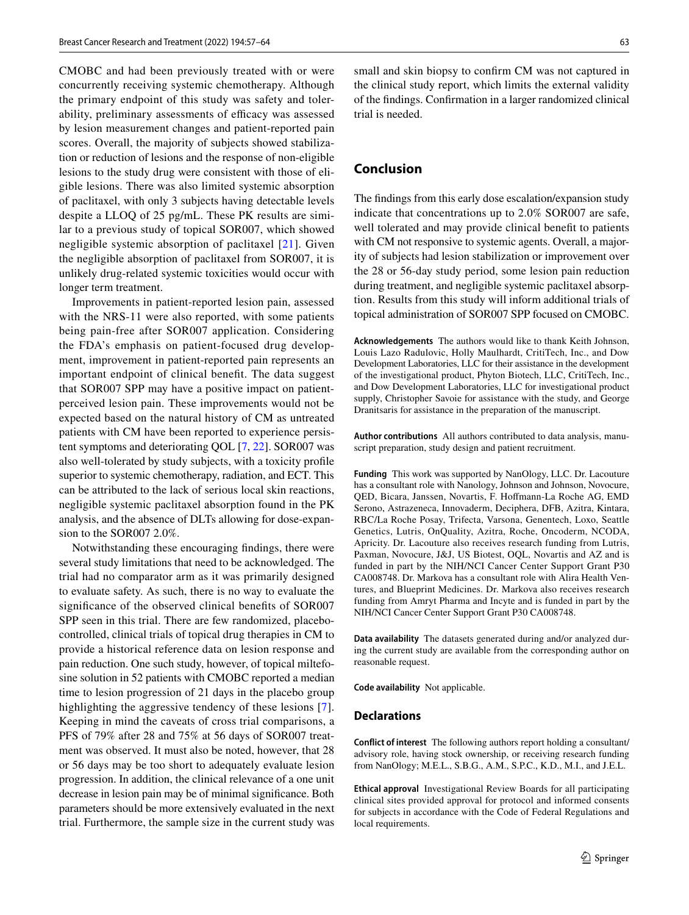CMOBC and had been previously treated with or were concurrently receiving systemic chemotherapy. Although the primary endpoint of this study was safety and tolerability, preliminary assessments of efficacy was assessed by lesion measurement changes and patient-reported pain scores. Overall, the majority of subjects showed stabilization or reduction of lesions and the response of non-eligible lesions to the study drug were consistent with those of eligible lesions. There was also limited systemic absorption of paclitaxel, with only 3 subjects having detectable levels despite a LLOQ of 25 pg/mL. These PK results are similar to a previous study of topical SOR007, which showed negligible systemic absorption of paclitaxel [21]. Given the negligible absorption of paclitaxel from SOR007, it is unlikely drug-related systemic toxicities would occur with longer term treatment.

Improvements in patient-reported lesion pain, assessed with the NRS-11 were also reported, with some patients being pain-free after SOR007 application. Considering the FDA's emphasis on patient-focused drug development, improvement in patient-reported pain represents an important endpoint of clinical benefit. The data suggest that SOR007 SPP may have a positive impact on patient-perceived lesion pain. These improvements would not be expected based on the natural history of CM as untreated patients with CM have been reported to experience persistent symptoms and deteriorating QOL [7, 22]. SOR007 was also well-tolerated by study subjects, with a toxicity profile superior to systemic chemotherapy, radiation, and ECT. This can be attributed to the lack of serious local skin reactions, negligible systemic paclitaxel absorption found in the PK analysis, and the absence of DLTs allowing for dose-expansion to the SOR007 2.0%.

Notwithstanding these encouraging findings, there were several study limitations that need to be acknowledged. The trial had no comparator arm as it was primarily designed to evaluate safety. As such, there is no way to evaluate the significance of the observed clinical benefits of SOR007 SPP seen in this trial. There are few randomized, placebo-controlled, clinical trials of topical drug therapies in CM to provide a historical reference data on lesion response and pain reduction. One such study, however, of topical miltefosine solution in 52 patients with CMOBC reported a median time to lesion progression of 21 days in the placebo group highlighting the aggressive tendency of these lesions [7]. Keeping in mind the caveats of cross trial comparisons, a PFS of 79% after 28 and 75% at 56 days of SOR007 treatment was observed. It must also be noted, however, that 28 or 56 days may be too short to adequately evaluate lesion progression. In addition, the clinical relevance of a one unit decrease in lesion pain may be of minimal significance. Both parameters should be more extensively evaluated in the next trial. Furthermore, the sample size in the current study was small and skin biopsy to confirm CM was not captured in the clinical study report, which limits the external validity of the findings. Confirmation in a larger randomized clinical trial is needed.

## Conclusion

The findings from this early dose escalation/expansion study indicate that concentrations up to 2.0% SOR007 are safe, well tolerated and may provide clinical benefit to patients with CM not responsive to systemic agents. Overall, a majority of subjects had lesion stabilization or improvement over the 28 or 56-day study period, some lesion pain reduction during treatment, and negligible systemic paclitaxel absorption. Results from this study will inform additional trials of topical administration of SOR007 SPP focused on CMOBC.

**Acknowledgements** The authors would like to thank Keith Johnson, Louis Lazo Radulovic, Holly Maulhardt, CritiTech, Inc., and Dow Development Laboratories, LLC for their assistance in the development of the investigational product, Phyton Biotech, LLC, CritiTech, Inc., and Dow Development Laboratories, LLC for investigational product supply, Christopher Savoie for assistance with the study, and George Dranitsaris for assistance in the preparation of the manuscript.

**Author contributions** All authors contributed to data analysis, manuscript preparation, study design and patient recruitment.

**Funding** This work was supported by NanOlogy, LLC. Dr. Lacouture has a consultant role with Nanology, Johnson and Johnson, Novocure, QED, Bicara, Janssen, Novartis, F. Hoffmann-La Roche AG, EMD Serono, Astrazeneca, Innovaderm, Deciphera, DFB, Azitra, Kintara, RBC/La Roche Posay, Trifecta, Varsona, Genentech, Loxo, Seattle Genetics, Lutris, OnQuality, Azitra, Roche, Oncoderm, NCODA, Apricity. Dr. Lacouture also receives research funding from Lutris, Paxman, Novocure, J&J, US Biotest, OQL, Novartis and AZ and is funded in part by the NIH/NCI Cancer Center Support Grant P30 CA008748. Dr. Markova has a consultant role with Alira Health Ventures, and Blueprint Medicines. Dr. Markova also receives research funding from Amryt Pharma and Incyte and is funded in part by the NIH/NCI Cancer Center Support Grant P30 CA008748.

**Data availability** The datasets generated during and/or analyzed during the current study are available from the corresponding author on reasonable request.

**Code availability** Not applicable.

## Declarations

**Conflict of interest** The following authors report holding a consultant/advisory role, having stock ownership, or receiving research funding from NanOlogy; M.E.L., S.B.G., A.M., S.P.C., K.D., M.I., and J.E.L.

**Ethical approval** Investigational Review Boards for all participating clinical sites provided approval for protocol and informed consents for subjects in accordance with the Code of Federal Regulations and local requirements.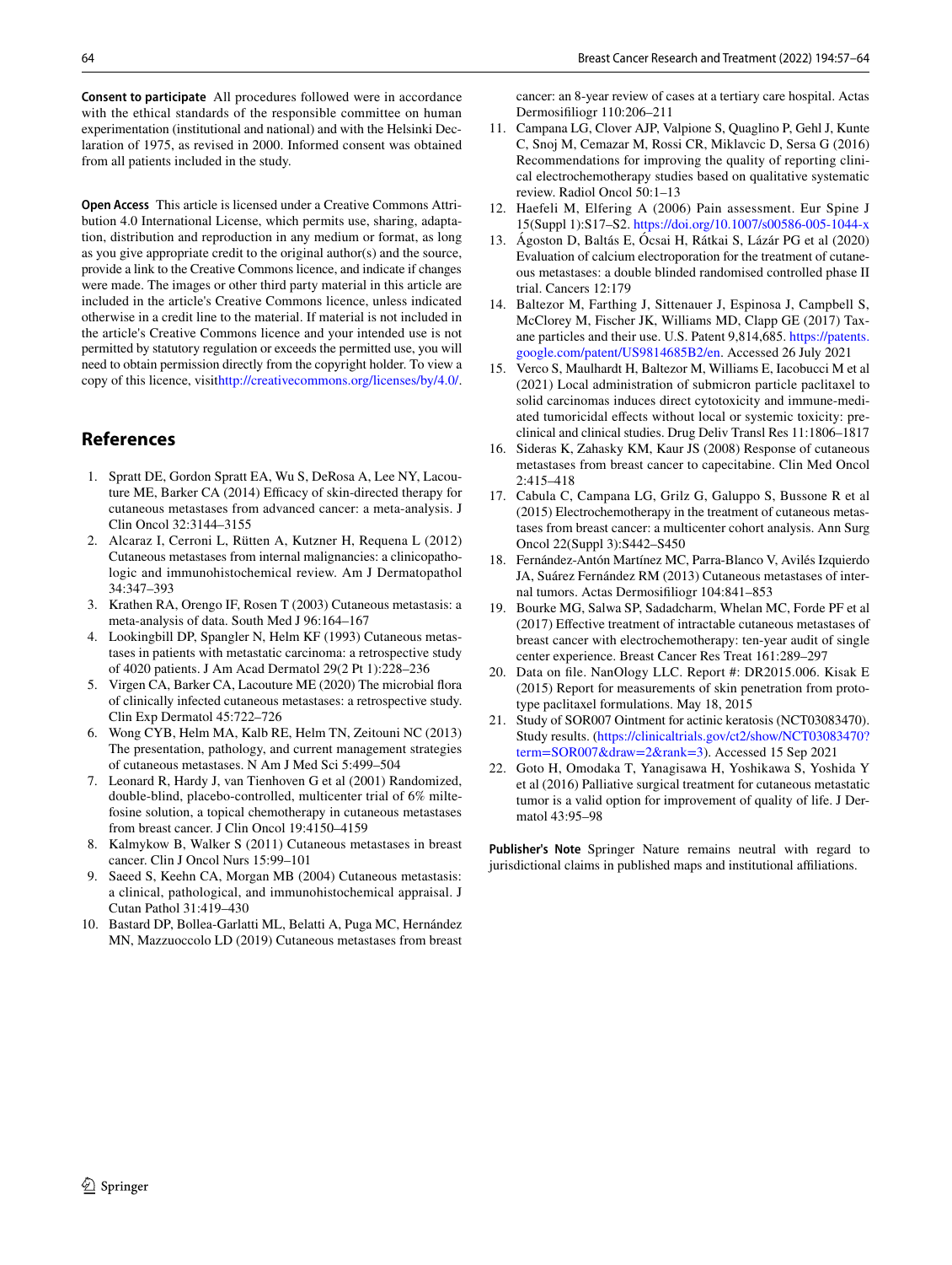**Consent to participate** All procedures followed were in accordance with the ethical standards of the responsible committee on human experimentation (institutional and national) and with the Helsinki Declaration of 1975, as revised in 2000. Informed consent was obtained from all patients included in the study.

**Open Access** This article is licensed under a Creative Commons Attribution 4.0 International License, which permits use, sharing, adaptation, distribution and reproduction in any medium or format, as long as you give appropriate credit to the original author(s) and the source, provide a link to the Creative Commons licence, and indicate if changes were made. The images or other third party material in this article are included in the article's Creative Commons licence, unless indicated otherwise in a credit line to the material. If material is not included in the article's Creative Commons licence and your intended use is not permitted by statutory regulation or exceeds the permitted use, you will need to obtain permission directly from the copyright holder. To view a copy of this licence, visithttp://creativecommons.org/licenses/by/4.0/.

## References

1. Spratt DE, Gordon Spratt EA, Wu S, DeRosa A, Lee NY, Lacouture ME, Barker CA (2014) Efficacy of skin-directed therapy for cutaneous metastases from advanced cancer: a meta-analysis. J Clin Oncol 32:3144–3155
2. Alcaraz I, Cerroni L, Rütten A, Kutzner H, Requena L (2012) Cutaneous metastases from internal malignancies: a clinicopathologic and immunohistochemical review. Am J Dermatopathol 34:347–393
3. Krathen RA, Orengo IF, Rosen T (2003) Cutaneous metastasis: a meta-analysis of data. South Med J 96:164–167
4. Lookingbill DP, Spangler N, Helm KF (1993) Cutaneous metastases in patients with metastatic carcinoma: a retrospective study of 4020 patients. J Am Acad Dermatol 29(2 Pt 1):228–236
5. Virgen CA, Barker CA, Lacouture ME (2020) The microbial flora of clinically infected cutaneous metastases: a retrospective study. Clin Exp Dermatol 45:722–726
6. Wong CYB, Helm MA, Kalb RE, Helm TN, Zeitouni NC (2013) The presentation, pathology, and current management strategies of cutaneous metastases. N Am J Med Sci 5:499–504
7. Leonard R, Hardy J, van Tienhoven G et al (2001) Randomized, double-blind, placebo-controlled, multicenter trial of 6% miltefosine solution, a topical chemotherapy in cutaneous metastases from breast cancer. J Clin Oncol 19:4150–4159
8. Kalmykow B, Walker S (2011) Cutaneous metastases in breast cancer. Clin J Oncol Nurs 15:99–101
9. Saeed S, Keehn CA, Morgan MB (2004) Cutaneous metastasis: a clinical, pathological, and immunohistochemical appraisal. J Cutan Pathol 31:419–430
10. Bastard DP, Bollea-Garlatti ML, Belatti A, Puga MC, Hernández MN, Mazzuoccolo LD (2019) Cutaneous metastases from breast cancer: an 8-year review of cases at a tertiary care hospital. Actas Dermosifiliogr 110:206–211
11. Campana LG, Clover AJP, Valpione S, Quaglino P, Gehl J, Kunte C, Snoj M, Cemazar M, Rossi CR, Miklavcic D, Sersa G (2016) Recommendations for improving the quality of reporting clinical electrochemotherapy studies based on qualitative systematic review. Radiol Oncol 50:1–13
12. Haefeli M, Elfering A (2006) Pain assessment. Eur Spine J 15(Suppl 1):S17–S2. https://doi.org/10.1007/s00586-005-1044-x
13. Ágoston D, Baltás E, Ócsai H, Rátkai S, Lázár PG et al (2020) Evaluation of calcium electroporation for the treatment of cutaneous metastases: a double blinded randomised controlled phase II trial. Cancers 12:179
14. Baltezor M, Farthing J, Sittenauer J, Espinosa J, Campbell S, McClorey M, Fischer JK, Williams MD, Clapp GE (2017) Taxane particles and their use. U.S. Patent 9,814,685. https://patents.google.com/patent/US9814685B2/en. Accessed 26 July 2021
15. Verco S, Maulhardt H, Baltezor M, Williams E, Iacobucci M et al (2021) Local administration of submicron particle paclitaxel to solid carcinomas induces direct cytotoxicity and immune-mediated tumoricidal effects without local or systemic toxicity: preclinical and clinical studies. Drug Deliv Transl Res 11:1806–1817
16. Sideras K, Zahasky KM, Kaur JS (2008) Response of cutaneous metastases from breast cancer to capecitabine. Clin Med Oncol 2:415–418
17. Cabula C, Campana LG, Grilz G, Galuppo S, Bussone R et al (2015) Electrochemotherapy in the treatment of cutaneous metastases from breast cancer: a multicenter cohort analysis. Ann Surg Oncol 22(Suppl 3):S442–S450
18. Fernández-Antón Martínez MC, Parra-Blanco V, Avilés Izquierdo JA, Suárez Fernández RM (2013) Cutaneous metastases of internal tumors. Actas Dermosifiliogr 104:841–853
19. Bourke MG, Salwa SP, Sadadcharm, Whelan MC, Forde PF et al (2017) Effective treatment of intractable cutaneous metastases of breast cancer with electrochemotherapy: ten-year audit of single center experience. Breast Cancer Res Treat 161:289–297
20. Data on file. NanOlogy LLC. Report #: DR2015.006. Kisak E (2015) Report for measurements of skin penetration from prototype paclitaxel formulations. May 18, 2015
21. Study of SOR007 Ointment for actinic keratosis (NCT03083470). Study results. (https://clinicaltrials.gov/ct2/show/NCT03083470?term=SOR007&draw=2&rank=3). Accessed 15 Sep 2021
22. Goto H, Omodaka T, Yanagisawa H, Yoshikawa S, Yoshida Y et al (2016) Palliative surgical treatment for cutaneous metastatic tumor is a valid option for improvement of quality of life. J Dermatol 43:95–98

**Publisher's Note** Springer Nature remains neutral with regard to jurisdictional claims in published maps and institutional affiliations.